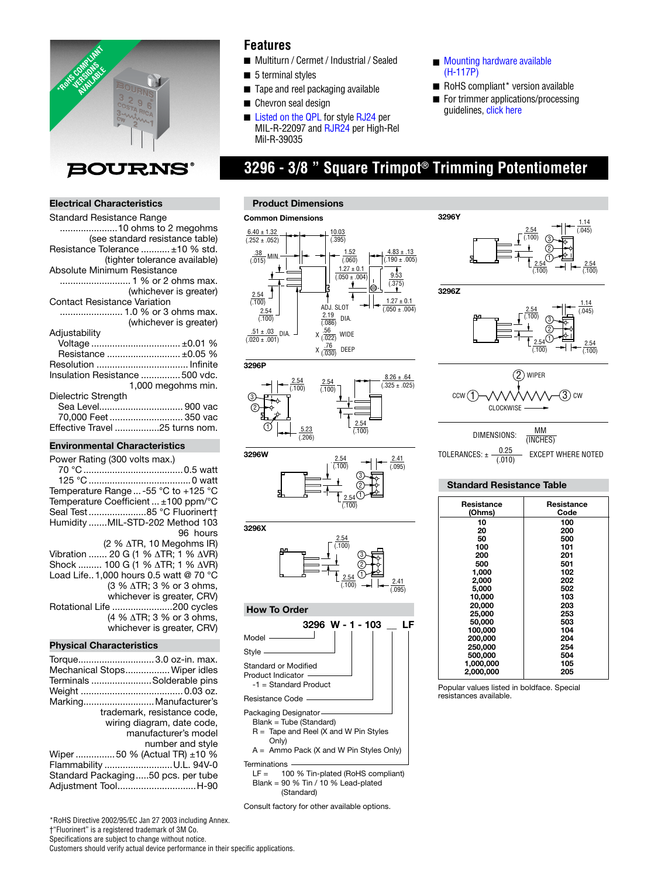# 3296 - 3/8 " Square Trimpot® Trimming Potentiometer

## Features

- Multiturn / Cermet / Industrial / Sealed
- 5 terminal styles
- Tape and reel packaging available
- Chevron seal design
- Listed on the QPL for style RJ24 per MIL-R-22097 and RJR24 per High-Rel Mil-R-39035
- Mounting hardware available (H-117P)
- RoHS compliant* version available
- For trimmer applications/processing guidelines, click here

## Electrical Characteristics

Standard Resistance Range ......................10 ohms to 2 megohms (see standard resistance table)
Resistance Tolerance ...........±10 % std. (tighter tolerance available)
Absolute Minimum Resistance ...........................1 % or 2 ohms max. (whichever is greater)
Contact Resistance Variation ........................1.0 % or 3 ohms max. (whichever is greater)
Adjustability
- Voltage .................................±0.01 %
- Resistance ...........................±0.05 %

Resolution ..................................Infinite
Insulation Resistance ...............500 vdc. 1,000 megohms min.
Dielectric Strength
- Sea Level...............................900 vac
- 70,000 Feet ...........................350 vac

Effective Travel .................25 turns nom.

## Environmental Characteristics

Power Rating (300 volts max.)
- 70 °C ......................................0.5 watt
- 125 °C .......................................0 watt

Temperature Range ...-55 °C to +125 °C
Temperature Coefficient ...±100 ppm/°C
Seal Test ......................85 °C Fluorinert†
Humidity .......MIL-STD-202 Method 103 96 hours (2 % ΔTR, 10 Megohms IR)
Vibration ....... 20 G (1 % ΔTR; 1 % ΔVR)
Shock ......... 100 G (1 % ΔTR; 1 % ΔVR)
Load Life.. 1,000 hours 0.5 watt @ 70 °C (3 % ΔTR; 3 % or 3 ohms, whichever is greater, CRV)
Rotational Life .......................200 cycles (4 % ΔTR; 3 % or 3 ohms, whichever is greater, CRV)

## Physical Characteristics

Torque.............................3.0 oz-in. max.
Mechanical Stops.................Wiper idles
Terminals .......................Solderable pins
Weight .......................................0.03 oz.
Marking...........................Manufacturer's trademark, resistance code, wiring diagram, date code, manufacturer's model number and style
Wiper ...............50 % (Actual TR) ±10 %
Flammability ..........................U.L. 94V-0
Standard Packaging.....50 pcs. per tube
Adjustment Tool.............................H-90

## Product Dimensions

### Common Dimensions

6.40 ± 1.32 (.252 ± .052); 10.03 (.395); .38 (.015) MIN.; 1.52 (.060); 4.83 ± .13 (.190 ± .005); 1.27 ± 0.1 (.050 ± .004); 9.53 (.375); 2.54 (.100); 2.54 (.100); 1.27 ± 0.1 (.050 ± .004); .51 ± .03 (.020 ± .001) DIA.; ADJ. SLOT 2.19 (.086) DIA. X .56 (.022) WIDE X .76 (.030) DEEP

### 3296P

2.54 (.100); 2.54 (.100); 8.26 ± .64 (.325 ± .025); 5.23 (.206); 2.54 (.100)

### 3296W

2.54 (.100); 2.41 (.095); 2.54 (.100)

### 3296X

2.54 (.100); 2.54 (.100); 2.41 (.095)

### 3296Y

2.54 (.100); 1.14 (.045); 2.54 (.100); 2.54 (.100)

### 3296Z

2.54 (.100); 1.14 (.045); 2.54 (.100); 2.54 (.100)

(2) WIPER; CCW (1) — (3) CW; CLOCKWISE

DIMENSIONS: MM (INCHES)

TOLERANCES: ± 0.25 (.010) EXCEPT WHERE NOTED

## How To Order

**3296 W - 1 - 103 __ LF**

- Model
- Style
- Standard or Modified Product Indicator
  - -1 = Standard Product
- Resistance Code
- Packaging Designator
  - Blank = Tube (Standard)
  - R = Tape and Reel (X and W Pin Styles Only)
  - A = Ammo Pack (X and W Pin Styles Only)
- Terminations
  - LF = 100 % Tin-plated (RoHS compliant)
  - Blank = 90 % Tin / 10 % Lead-plated (Standard)

Consult factory for other available options.

## Standard Resistance Table

| Resistance (Ohms) | Resistance Code |
|---|---|
| 10 | 100 |
| 20 | 200 |
| 50 | 500 |
| 100 | 101 |
| 200 | 201 |
| 500 | 501 |
| 1,000 | 102 |
| 2,000 | 202 |
| 5,000 | 502 |
| 10,000 | 103 |
| 20,000 | 203 |
| 25,000 | 253 |
| 50,000 | 503 |
| 100,000 | 104 |
| 200,000 | 204 |
| 250,000 | 254 |
| 500,000 | 504 |
| 1,000,000 | 105 |
| 2,000,000 | 205 |

Popular values listed in boldface. Special resistances available.

*RoHS Directive 2002/95/EC Jan 27 2003 including Annex.
†"Fluorinert" is a registered trademark of 3M Co.
Specifications are subject to change without notice.
Customers should verify actual device performance in their specific applications.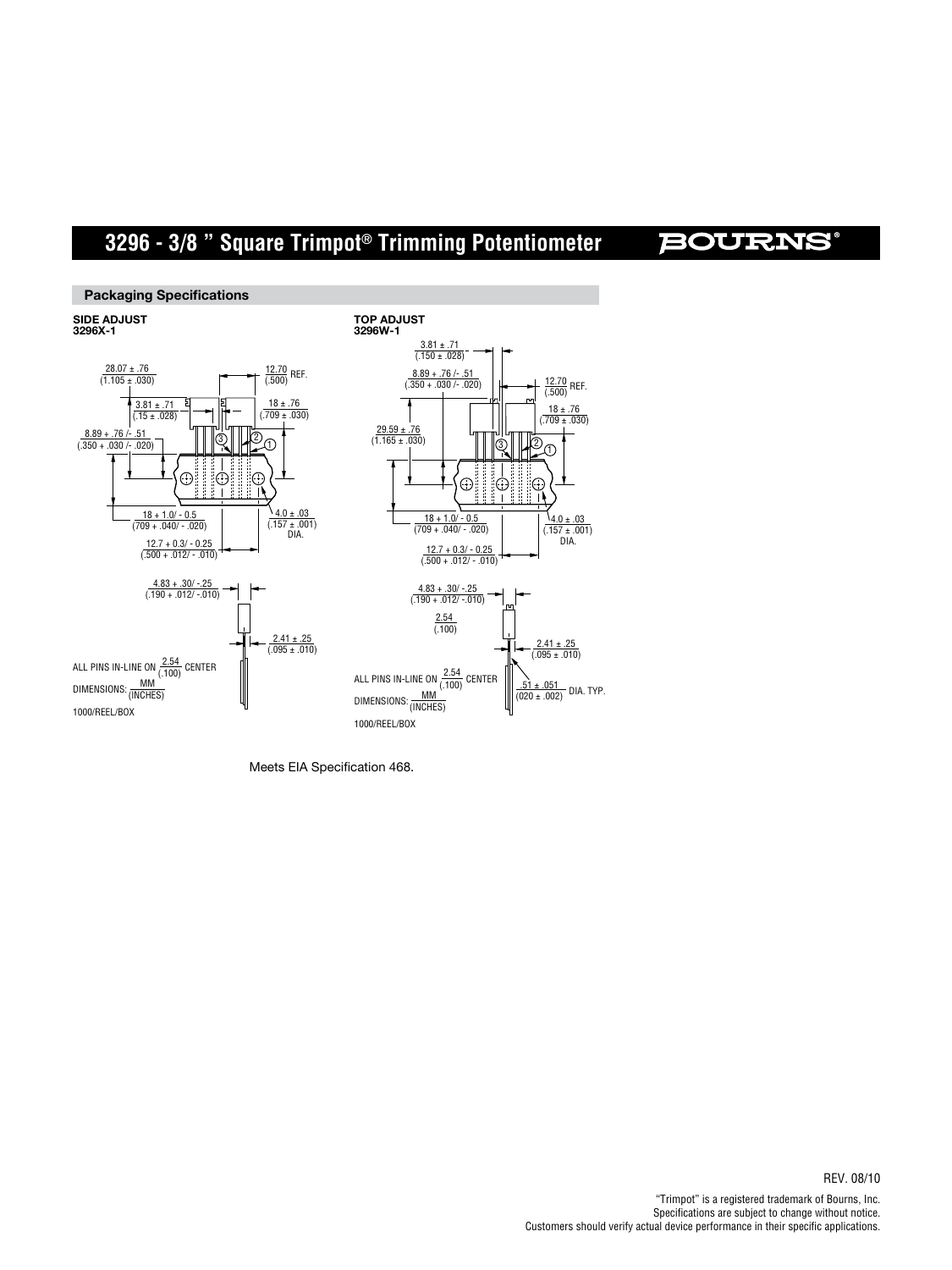# 3296 - 3/8 " Square Trimpot® Trimming Potentiometer

## Packaging Specifications

**SIDE ADJUST**
**3296X-1**

28.07 ± .76
(1.105 ± .030)

12.70 REF.
(.500)

3.81 ± .71
(.15 ± .028)

18 ± .76
(.709 ± .030)

8.89 + .76 /- .51
(.350 + .030 /- .020)

18 + 1.0/ - 0.5
(709 + .040/ - .020)

4.0 ± .03
(.157 ± .001)
DIA.

12.7 + 0.3/ - 0.25
(.500 + .012/ - .010)

4.83 + .30/ -.25
(.190 + .012/ -.010)

2.41 ± .25
(.095 ± .010)

ALL PINS IN-LINE ON 2.54 (.100) CENTER

DIMENSIONS: MM (INCHES)

1000/REEL/BOX

**TOP ADJUST**
**3296W-1**

3.81 ± .71
(.150 ± .028)

8.89 + .76 /- .51
(.350 + .030 /- .020)

12.70 REF.
(.500)

18 ± .76
(.709 ± .030)

29.59 ± .76
(1.165 ± .030)

18 + 1.0/ - 0.5
(709 + .040/ - .020)

4.0 ± .03
(.157 ± .001)
DIA.

12.7 + 0.3/ - 0.25
(.500 + .012/ - .010)

4.83 + .30/ -.25
(.190 + .012/ -.010)

2.54
(.100)

2.41 ± .25
(.095 ± .010)

ALL PINS IN-LINE ON 2.54 (.100) CENTER

.51 ± .051 DIA. TYP.
(020 ± .002)

DIMENSIONS: MM (INCHES)

1000/REEL/BOX

Meets EIA Specification 468.

REV. 08/10

"Trimpot" is a registered trademark of Bourns, Inc.
Specifications are subject to change without notice.
Customers should verify actual device performance in their specific applications.